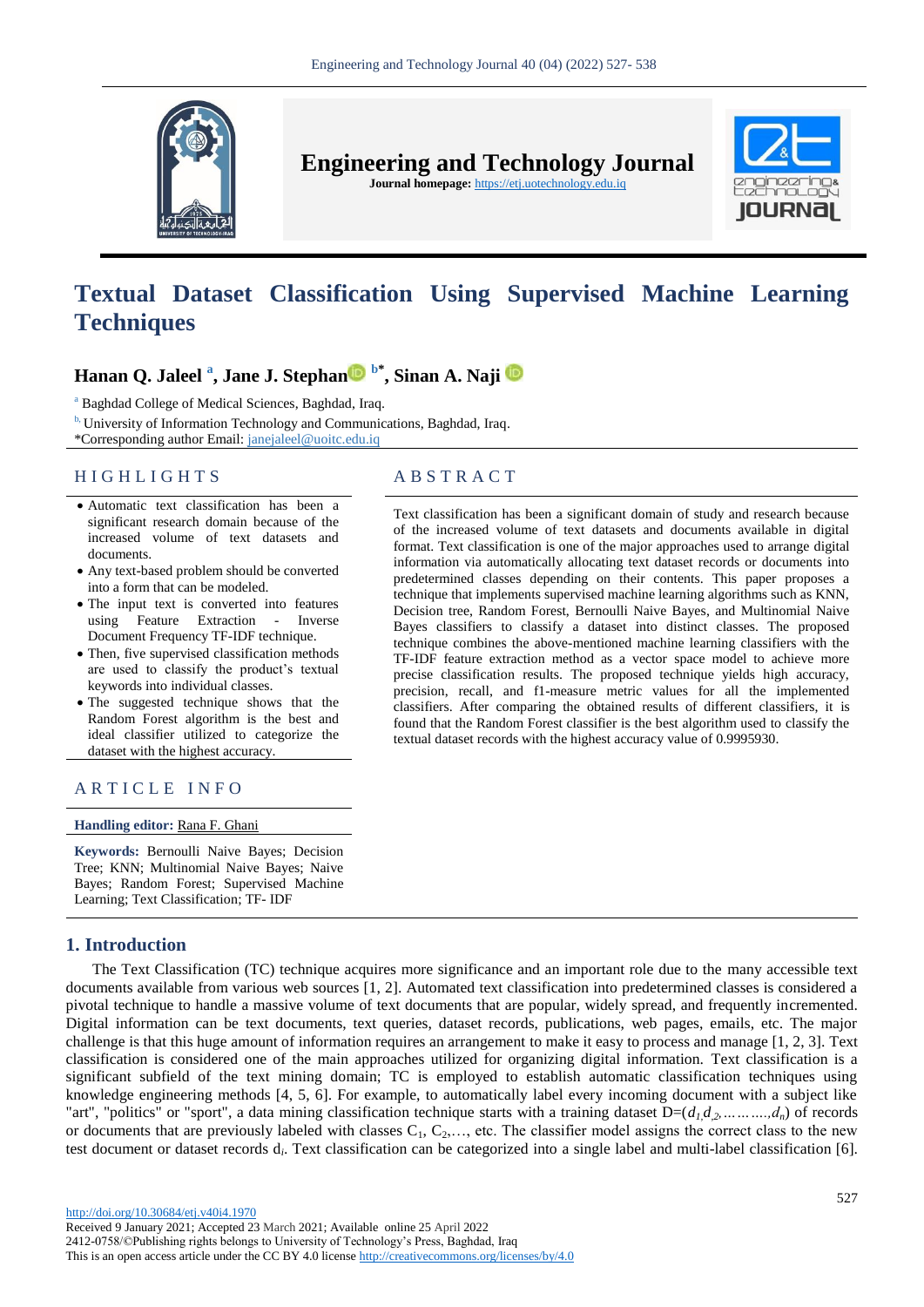# Textual Dataset Classification Using Supervised Machine Learning Techniques

**Hanan Q. Jaleel** [a], **Jane J. Stephan** [b*], **Sinan A. Naji**

[a] Baghdad College of Medical Sciences, Baghdad, Iraq.

[b] University of Information Technology and Communications, Baghdad, Iraq.

*Corresponding author Email: janejaleel@uoitc.edu.iq

## HIGHLIGHTS

- Automatic text classification has been a significant research domain because of the increased volume of text datasets and documents.
- Any text-based problem should be converted into a form that can be modeled.
- The input text is converted into features using Feature Extraction - Inverse Document Frequency TF-IDF technique.
- Then, five supervised classification methods are used to classify the product's textual keywords into individual classes.
- The suggested technique shows that the Random Forest algorithm is the best and ideal classifier utilized to categorize the dataset with the highest accuracy.

## ARTICLE INFO

**Handling editor:** Rana F. Ghani

**Keywords:** Bernoulli Naive Bayes; Decision Tree; KNN; Multinomial Naive Bayes; Naive Bayes; Random Forest; Supervised Machine Learning; Text Classification; TF- IDF

## ABSTRACT

Text classification has been a significant domain of study and research because of the increased volume of text datasets and documents available in digital format. Text classification is one of the major approaches used to arrange digital information via automatically allocating text dataset records or documents into predetermined classes depending on their contents. This paper proposes a technique that implements supervised machine learning algorithms such as KNN, Decision tree, Random Forest, Bernoulli Naive Bayes, and Multinomial Naive Bayes classifiers to classify a dataset into distinct classes. The proposed technique combines the above-mentioned machine learning classifiers with the TF-IDF feature extraction method as a vector space model to achieve more precise classification results. The proposed technique yields high accuracy, precision, recall, and f1-measure metric values for all the implemented classifiers. After comparing the obtained results of different classifiers, it is found that the Random Forest classifier is the best algorithm used to classify the textual dataset records with the highest accuracy value of 0.9995930.

## 1. Introduction

The Text Classification (TC) technique acquires more significance and an important role due to the many accessible text documents available from various web sources [1, 2]. Automated text classification into predetermined classes is considered a pivotal technique to handle a massive volume of text documents that are popular, widely spread, and frequently incremented. Digital information can be text documents, text queries, dataset records, publications, web pages, emails, etc. The major challenge is that this huge amount of information requires an arrangement to make it easy to process and manage [1, 2, 3]. Text classification is considered one of the main approaches utilized for organizing digital information. Text classification is a significant subfield of the text mining domain; TC is employed to establish automatic classification techniques using knowledge engineering methods [4, 5, 6]. For example, to automatically label every incoming document with a subject like "art", "politics" or "sport", a data mining classification technique starts with a training dataset $D=(d_1, d_2, \ldots\ldots\ldots, d_n)$ of records or documents that are previously labeled with classes $C_1, C_2, \ldots$, etc. The classifier model assigns the correct class to the new test document or dataset records $d_i$. Text classification can be categorized into a single label and multi-label classification [6].

http://doi.org/10.30684/etj.v40i4.1970

Received 9 January 2021; Accepted 23 March 2021; Available online 25 April 2022

2412-0758/©Publishing rights belongs to University of Technology's Press, Baghdad, Iraq

This is an open access article under the CC BY 4.0 license http://creativecommons.org/licenses/by/4.0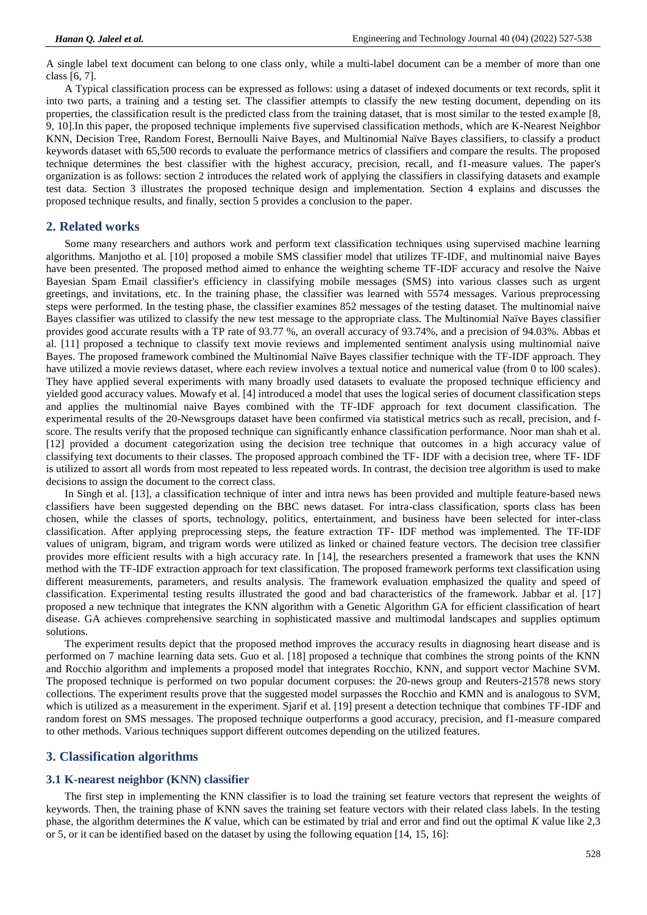A single label text document can belong to one class only, while a multi-label document can be a member of more than one class [6, 7].

A Typical classification process can be expressed as follows: using a dataset of indexed documents or text records, split it into two parts, a training and a testing set. The classifier attempts to classify the new testing document, depending on its properties, the classification result is the predicted class from the training dataset, that is most similar to the tested example [8, 9, 10].In this paper, the proposed technique implements five supervised classification methods, which are K-Nearest Neighbor KNN, Decision Tree, Random Forest, Bernoulli Naive Bayes, and Multinomial Naïve Bayes classifiers, to classify a product keywords dataset with 65,500 records to evaluate the performance metrics of classifiers and compare the results. The proposed technique determines the best classifier with the highest accuracy, precision, recall, and f1-measure values. The paper's organization is as follows: section 2 introduces the related work of applying the classifiers in classifying datasets and example test data. Section 3 illustrates the proposed technique design and implementation. Section 4 explains and discusses the proposed technique results, and finally, section 5 provides a conclusion to the paper.

## 2. Related works

Some many researchers and authors work and perform text classification techniques using supervised machine learning algorithms. Manjotho et al. [10] proposed a mobile SMS classifier model that utilizes TF-IDF, and multinomial naive Bayes have been presented. The proposed method aimed to enhance the weighting scheme TF-IDF accuracy and resolve the Naive Bayesian Spam Email classifier's efficiency in classifying mobile messages (SMS) into various classes such as urgent greetings, and invitations, etc. In the training phase, the classifier was learned with 5574 messages. Various preprocessing steps were performed. In the training phase, the classifier examines 852 messages of the testing dataset. The multinomial naive Bayes classifier was utilized to classify the new test message to the appropriate class. The Multinomial Naïve Bayes classifier provides good accurate results with a TP rate of 93.77 %, an overall accuracy of 93.74%, and a precision of 94.03%. Abbas et al. [11] proposed a technique to classify text movie reviews and implemented sentiment analysis using multinomial naive Bayes. The proposed framework combined the Multinomial Naïve Bayes classifier technique with the TF-IDF approach. They have utilized a movie reviews dataset, where each review involves a textual notice and numerical value (from 0 to l00 scales). They have applied several experiments with many broadly used datasets to evaluate the proposed technique efficiency and yielded good accuracy values. Mowafy et al. [4] introduced a model that uses the logical series of document classification steps and applies the multinomial naive Bayes combined with the TF-IDF approach for text document classification. The experimental results of the 20-Newsgroups dataset have been confirmed via statistical metrics such as recall, precision, and f-score. The results verify that the proposed technique can significantly enhance classification performance. Noor man shah et al. [12] provided a document categorization using the decision tree technique that outcomes in a high accuracy value of classifying text documents to their classes. The proposed approach combined the TF- IDF with a decision tree, where TF- IDF is utilized to assort all words from most repeated to less repeated words. In contrast, the decision tree algorithm is used to make decisions to assign the document to the correct class.

In Singh et al. [13], a classification technique of inter and intra news has been provided and multiple feature-based news classifiers have been suggested depending on the BBC news dataset. For intra-class classification, sports class has been chosen, while the classes of sports, technology, politics, entertainment, and business have been selected for inter-class classification. After applying preprocessing steps, the feature extraction TF- IDF method was implemented. The TF-IDF values of unigram, bigram, and trigram words were utilized as linked or chained feature vectors. The decision tree classifier provides more efficient results with a high accuracy rate. In [14], the researchers presented a framework that uses the KNN method with the TF-IDF extraction approach for text classification. The proposed framework performs text classification using different measurements, parameters, and results analysis. The framework evaluation emphasized the quality and speed of classification. Experimental testing results illustrated the good and bad characteristics of the framework. Jabbar et al. [17] proposed a new technique that integrates the KNN algorithm with a Genetic Algorithm GA for efficient classification of heart disease. GA achieves comprehensive searching in sophisticated massive and multimodal landscapes and supplies optimum solutions.

The experiment results depict that the proposed method improves the accuracy results in diagnosing heart disease and is performed on 7 machine learning data sets. Guo et al. [18] proposed a technique that combines the strong points of the KNN and Rocchio algorithm and implements a proposed model that integrates Rocchio, KNN, and support vector Machine SVM. The proposed technique is performed on two popular document corpuses: the 20-news group and Reuters-21578 news story collections. The experiment results prove that the suggested model surpasses the Rocchio and KMN and is analogous to SVM, which is utilized as a measurement in the experiment. Sjarif et al. [19] present a detection technique that combines TF-IDF and random forest on SMS messages. The proposed technique outperforms a good accuracy, precision, and f1-measure compared to other methods. Various techniques support different outcomes depending on the utilized features.

## 3. Classification algorithms

### 3.1 K-nearest neighbor (KNN) classifier

The first step in implementing the KNN classifier is to load the training set feature vectors that represent the weights of keywords. Then, the training phase of KNN saves the training set feature vectors with their related class labels. In the testing phase, the algorithm determines the *K* value, which can be estimated by trial and error and find out the optimal *K* value like 2,3 or 5, or it can be identified based on the dataset by using the following equation [14, 15, 16]: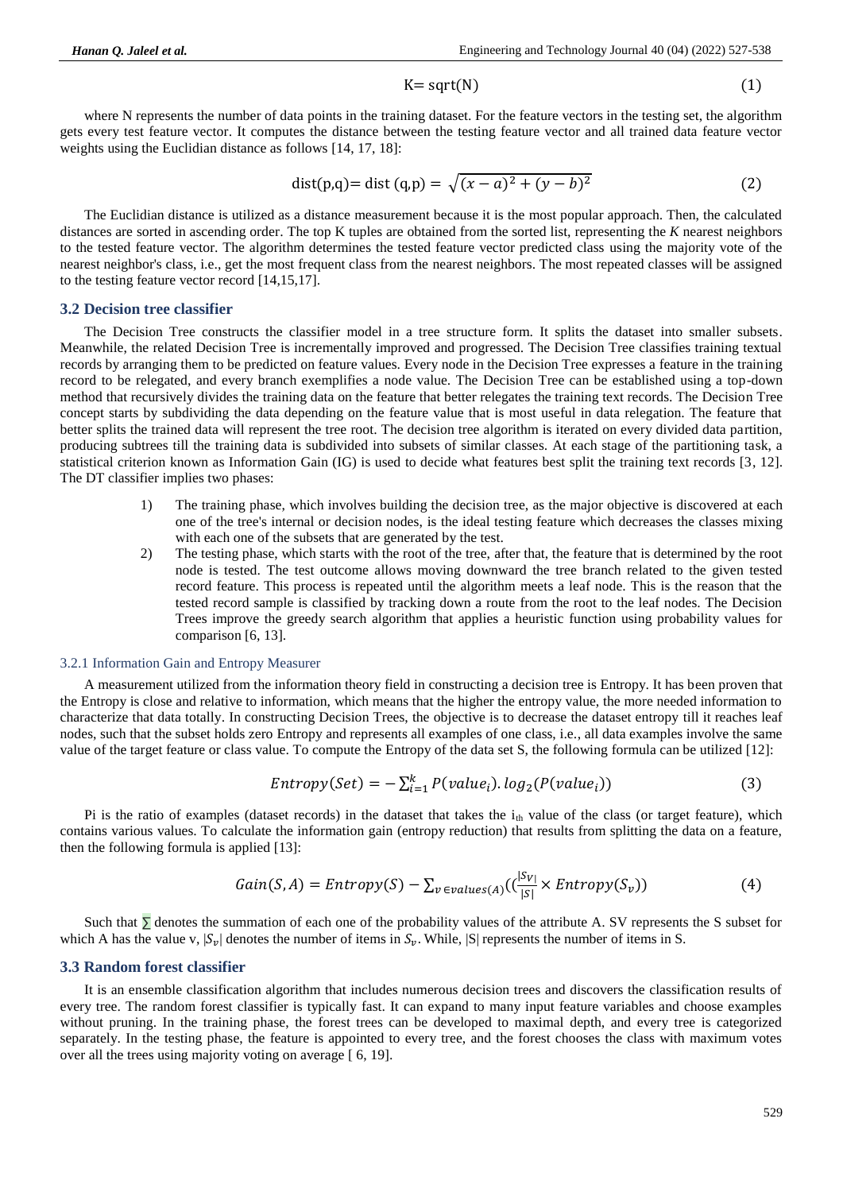$$K = \text{sqrt}(N) \tag{1}$$

where N represents the number of data points in the training dataset. For the feature vectors in the testing set, the algorithm gets every test feature vector. It computes the distance between the testing feature vector and all trained data feature vector weights using the Euclidian distance as follows [14, 17, 18]:

$$\text{dist(p,q)} = \text{dist (q,p)} = \sqrt{(x-a)^2 + (y-b)^2} \tag{2}$$

The Euclidian distance is utilized as a distance measurement because it is the most popular approach. Then, the calculated distances are sorted in ascending order. The top K tuples are obtained from the sorted list, representing the *K* nearest neighbors to the tested feature vector. The algorithm determines the tested feature vector predicted class using the majority vote of the nearest neighbor's class, i.e., get the most frequent class from the nearest neighbors. The most repeated classes will be assigned to the testing feature vector record [14,15,17].

### 3.2 Decision tree classifier

The Decision Tree constructs the classifier model in a tree structure form. It splits the dataset into smaller subsets. Meanwhile, the related Decision Tree is incrementally improved and progressed. The Decision Tree classifies training textual records by arranging them to be predicted on feature values. Every node in the Decision Tree expresses a feature in the training record to be relegated, and every branch exemplifies a node value. The Decision Tree can be established using a top-down method that recursively divides the training data on the feature that better relegates the training text records. The Decision Tree concept starts by subdividing the data depending on the feature value that is most useful in data relegation. The feature that better splits the trained data will represent the tree root. The decision tree algorithm is iterated on every divided data partition, producing subtrees till the training data is subdivided into subsets of similar classes. At each stage of the partitioning task, a statistical criterion known as Information Gain (IG) is used to decide what features best split the training text records [3, 12]. The DT classifier implies two phases:

1) The training phase, which involves building the decision tree, as the major objective is discovered at each one of the tree's internal or decision nodes, is the ideal testing feature which decreases the classes mixing with each one of the subsets that are generated by the test.
2) The testing phase, which starts with the root of the tree, after that, the feature that is determined by the root node is tested. The test outcome allows moving downward the tree branch related to the given tested record feature. This process is repeated until the algorithm meets a leaf node. This is the reason that the tested record sample is classified by tracking down a route from the root to the leaf nodes. The Decision Trees improve the greedy search algorithm that applies a heuristic function using probability values for comparison [6, 13].

#### 3.2.1 Information Gain and Entropy Measurer

A measurement utilized from the information theory field in constructing a decision tree is Entropy. It has been proven that the Entropy is close and relative to information, which means that the higher the entropy value, the more needed information to characterize that data totally. In constructing Decision Trees, the objective is to decrease the dataset entropy till it reaches leaf nodes, such that the subset holds zero Entropy and represents all examples of one class, i.e., all data examples involve the same value of the target feature or class value. To compute the Entropy of the data set S, the following formula can be utilized [12]:

$$Entropy(Set) = -\sum_{i=1}^{k} P(value_i).\log_2(P(value_i)) \tag{3}$$

Pi is the ratio of examples (dataset records) in the dataset that takes the $i_{th}$ value of the class (or target feature), which contains various values. To calculate the information gain (entropy reduction) that results from splitting the data on a feature, then the following formula is applied [13]:

$$Gain(S,A) = Entropy(S) - \sum_{v \in values(A)} \left(\left(\frac{|S_V|}{|S|} \times Entropy(S_v)\right)\right) \tag{4}$$

Such that $\sum$ denotes the summation of each one of the probability values of the attribute A. SV represents the S subset for which A has the value v, $|S_v|$ denotes the number of items in $S_v$. While, |S| represents the number of items in S.

### 3.3 Random forest classifier

It is an ensemble classification algorithm that includes numerous decision trees and discovers the classification results of every tree. The random forest classifier is typically fast. It can expand to many input feature variables and choose examples without pruning. In the training phase, the forest trees can be developed to maximal depth, and every tree is categorized separately. In the testing phase, the feature is appointed to every tree, and the forest chooses the class with maximum votes over all the trees using majority voting on average [ 6, 19].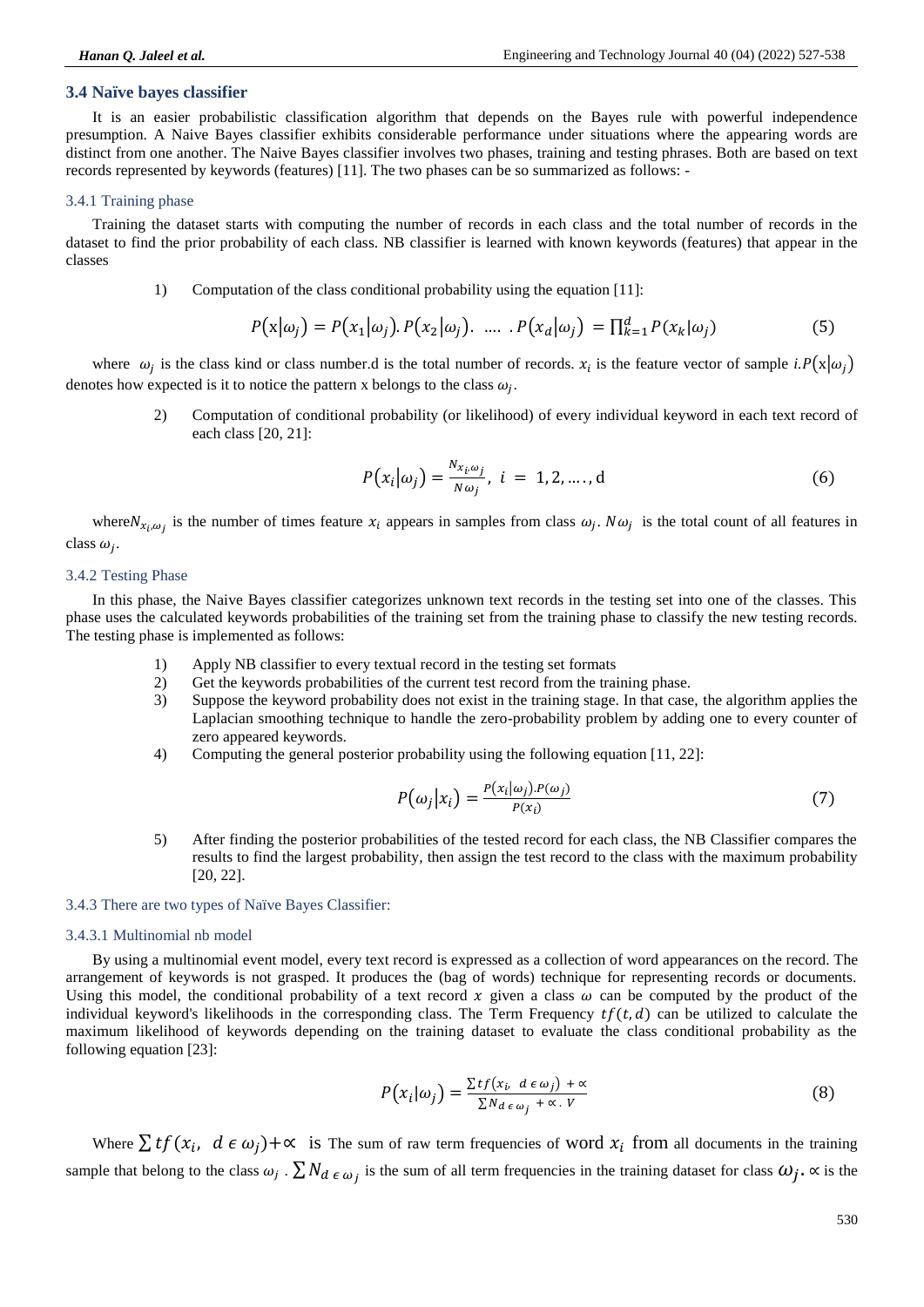### 3.4 Naïve bayes classifier

It is an easier probabilistic classification algorithm that depends on the Bayes rule with powerful independence presumption. A Naive Bayes classifier exhibits considerable performance under situations where the appearing words are distinct from one another. The Naive Bayes classifier involves two phases, training and testing phrases. Both are based on text records represented by keywords (features) [11]. The two phases can be so summarized as follows: -

#### 3.4.1 Training phase

Training the dataset starts with computing the number of records in each class and the total number of records in the dataset to find the prior probability of each class. NB classifier is learned with known keywords (features) that appear in the classes

1) Computation of the class conditional probability using the equation [11]:

$$P(\mathrm{x}|\omega_j) = P(x_1|\omega_j).P(x_2|\omega_j). \;\ldots\; .P(x_d|\omega_j) = \prod_{k=1}^{d} P(x_k|\omega_j) \tag{5}$$

where $\omega_j$ is the class kind or class number.d is the total number of records. $x_i$ is the feature vector of sample $i$.$P(\mathrm{x}|\omega_j)$ denotes how expected is it to notice the pattern x belongs to the class $\omega_j$.

2) Computation of conditional probability (or likelihood) of every individual keyword in each text record of each class [20, 21]:

$$P(x_i|\omega_j) = \frac{N_{x_i,\omega_j}}{N\omega_j}, \; i = 1,2,\ldots,\mathrm{d} \tag{6}$$

where$N_{x_i,\omega_j}$ is the number of times feature $x_i$ appears in samples from class $\omega_j$. $N\omega_j$ is the total count of all features in class $\omega_j$.

#### 3.4.2 Testing Phase

In this phase, the Naive Bayes classifier categorizes unknown text records in the testing set into one of the classes. This phase uses the calculated keywords probabilities of the training set from the training phase to classify the new testing records. The testing phase is implemented as follows:

1) Apply NB classifier to every textual record in the testing set formats
2) Get the keywords probabilities of the current test record from the training phase.
3) Suppose the keyword probability does not exist in the training stage. In that case, the algorithm applies the Laplacian smoothing technique to handle the zero-probability problem by adding one to every counter of zero appeared keywords.
4) Computing the general posterior probability using the following equation [11, 22]:

$$P(\omega_j|x_i) = \frac{P(x_i|\omega_j).P(\omega_j)}{P(x_i)} \tag{7}$$

5) After finding the posterior probabilities of the tested record for each class, the NB Classifier compares the results to find the largest probability, then assign the test record to the class with the maximum probability [20, 22].

#### 3.4.3 There are two types of Naïve Bayes Classifier:

##### 3.4.3.1 Multinomial nb model

By using a multinomial event model, every text record is expressed as a collection of word appearances on the record. The arrangement of keywords is not grasped. It produces the (bag of words) technique for representing records or documents. Using this model, the conditional probability of a text record $x$ given a class $\omega$ can be computed by the product of the individual keyword's likelihoods in the corresponding class. The Term Frequency $tf(t,d)$ can be utilized to calculate the maximum likelihood of keywords depending on the training dataset to evaluate the class conditional probability as the following equation [23]:

$$P(x_i|\omega_j) = \frac{\sum tf(x_i, \; d \in \omega_j) + \propto}{\sum N_{d \in \omega_j} + \propto . \, V} \tag{8}$$

Where $\sum tf(x_i, \; d \in \omega_j) + \propto$ is The sum of raw term frequencies of word $x_i$ from all documents in the training sample that belong to the class $\omega_j$ . $\sum N_{d \in \omega_j}$ is the sum of all term frequencies in the training dataset for class $\omega_j$. $\propto$ is the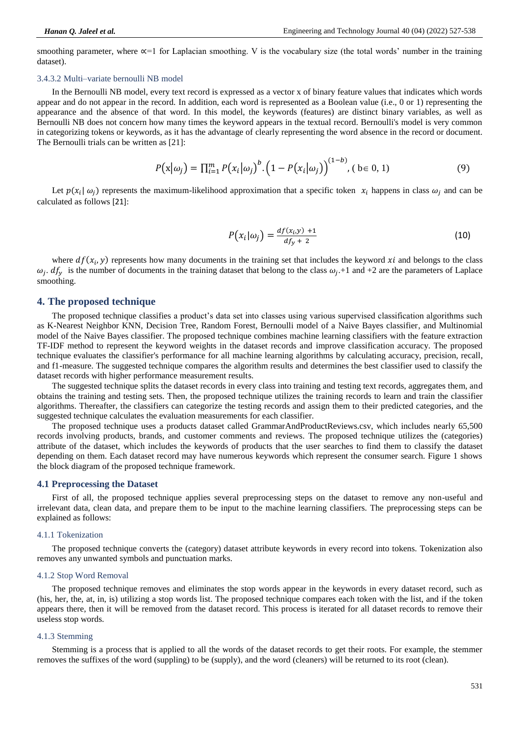smoothing parameter, where $\propto$=1 for Laplacian smoothing. V is the vocabulary size (the total words' number in the training dataset).

#### 3.4.3.2 Multi–variate bernoulli NB model

In the Bernoulli NB model, every text record is expressed as a vector x of binary feature values that indicates which words appear and do not appear in the record. In addition, each word is represented as a Boolean value (i.e., 0 or 1) representing the appearance and the absence of that word. In this model, the keywords (features) are distinct binary variables, as well as Bernoulli NB does not concern how many times the keyword appears in the textual record. Bernoulli's model is very common in categorizing tokens or keywords, as it has the advantage of clearly representing the word absence in the record or document. The Bernoulli trials can be written as [21]:

$$P(\mathrm{x}|\omega_j) = \prod_{i=1}^{m} P(x_i|\omega_j)^b . \left(1 - P(x_i|\omega_j)\right)^{(1-b)}, \text{( b} \in \text{0, 1)} \tag{9}$$

Let $p(x_i|\ \omega_j)$ represents the maximum-likelihood approximation that a specific token $x_i$ happens in class $\omega_j$ and can be calculated as follows [21]:

$$P(x_i|\omega_j) = \frac{df(x_i,y)\ +1}{df_y\ +\ 2} \tag{10}$$

where $df(x_i, y)$ represents how many documents in the training set that includes the keyword $xi$ and belongs to the class $\omega_j$. $df_y$ is the number of documents in the training dataset that belong to the class $\omega_j$.+1 and +2 are the parameters of Laplace smoothing.

## 4. The proposed technique

The proposed technique classifies a product's data set into classes using various supervised classification algorithms such as K-Nearest Neighbor KNN, Decision Tree, Random Forest, Bernoulli model of a Naive Bayes classifier, and Multinomial model of the Naive Bayes classifier. The proposed technique combines machine learning classifiers with the feature extraction TF-IDF method to represent the keyword weights in the dataset records and improve classification accuracy. The proposed technique evaluates the classifier's performance for all machine learning algorithms by calculating accuracy, precision, recall, and f1-measure. The suggested technique compares the algorithm results and determines the best classifier used to classify the dataset records with higher performance measurement results.

The suggested technique splits the dataset records in every class into training and testing text records, aggregates them, and obtains the training and testing sets. Then, the proposed technique utilizes the training records to learn and train the classifier algorithms. Thereafter, the classifiers can categorize the testing records and assign them to their predicted categories, and the suggested technique calculates the evaluation measurements for each classifier.

The proposed technique uses a products dataset called GrammarAndProductReviews.csv, which includes nearly 65,500 records involving products, brands, and customer comments and reviews. The proposed technique utilizes the (categories) attribute of the dataset, which includes the keywords of products that the user searches to find them to classify the dataset depending on them. Each dataset record may have numerous keywords which represent the consumer search. Figure 1 shows the block diagram of the proposed technique framework.

### 4.1 Preprocessing the Dataset

First of all, the proposed technique applies several preprocessing steps on the dataset to remove any non-useful and irrelevant data, clean data, and prepare them to be input to the machine learning classifiers. The preprocessing steps can be explained as follows:

#### 4.1.1 Tokenization

The proposed technique converts the (category) dataset attribute keywords in every record into tokens. Tokenization also removes any unwanted symbols and punctuation marks.

#### 4.1.2 Stop Word Removal

The proposed technique removes and eliminates the stop words appear in the keywords in every dataset record, such as (his, her, the, at, in, is) utilizing a stop words list. The proposed technique compares each token with the list, and if the token appears there, then it will be removed from the dataset record. This process is iterated for all dataset records to remove their useless stop words.

#### 4.1.3 Stemming

Stemming is a process that is applied to all the words of the dataset records to get their roots. For example, the stemmer removes the suffixes of the word (suppling) to be (supply), and the word (cleaners) will be returned to its root (clean).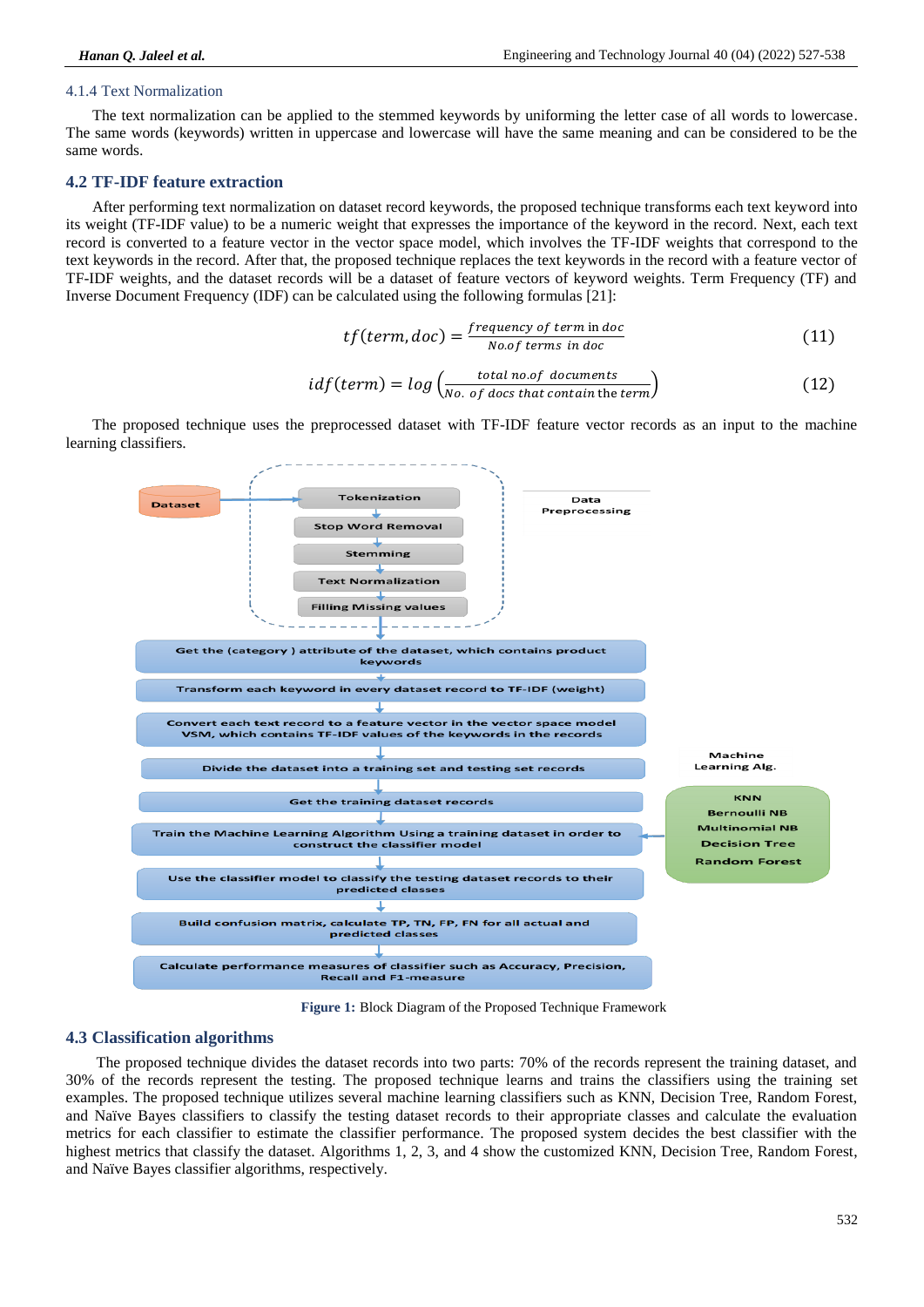### 4.1.4 Text Normalization

The text normalization can be applied to the stemmed keywords by uniforming the letter case of all words to lowercase. The same words (keywords) written in uppercase and lowercase will have the same meaning and can be considered to be the same words.

## 4.2 TF-IDF feature extraction

After performing text normalization on dataset record keywords, the proposed technique transforms each text keyword into its weight (TF-IDF value) to be a numeric weight that expresses the importance of the keyword in the record. Next, each text record is converted to a feature vector in the vector space model, which involves the TF-IDF weights that correspond to the text keywords in the record. After that, the proposed technique replaces the text keywords in the record with a feature vector of TF-IDF weights, and the dataset records will be a dataset of feature vectors of keyword weights. Term Frequency (TF) and Inverse Document Frequency (IDF) can be calculated using the following formulas [21]:

$$tf(term, doc) = \frac{frequency\ of\ term\ \text{in}\ doc}{No.of\ terms\ in\ doc} \tag{11}$$

$$idf(term) = log\left(\frac{total\ no.of\ documents}{No.\ of\ docs\ that\ contain\ \text{the}\ term}\right) \tag{12}$$

The proposed technique uses the preprocessed dataset with TF-IDF feature vector records as an input to the machine learning classifiers.

Dataset → Data Preprocessing: Tokenization → Stop Word Removal → Stemming → Text Normalization → Filling Missing values

→ Get the (category) attribute of the dataset, which contains product keywords
→ Transform each keyword in every dataset record to TF-IDF (weight)
→ Convert each text record to a feature vector in the vector space model VSM, which contains TF-IDF values of the keywords in the records
→ Divide the dataset into a training set and testing set records
→ Get the training dataset records
→ Train the Machine Learning Algorithm Using a training dataset in order to construct the classifier model ← Machine Learning Alg.: KNN, Bernoulli NB, Multinomial NB, Decision Tree, Random Forest
→ Use the classifier model to classify the testing dataset records to their predicted classes
→ Build confusion matrix, calculate TP, TN, FP, FN for all actual and predicted classes
→ Calculate performance measures of classifier such as Accuracy, Precision, Recall and F1-measure

**Figure 1:** Block Diagram of the Proposed Technique Framework

## 4.3 Classification algorithms

The proposed technique divides the dataset records into two parts: 70% of the records represent the training dataset, and 30% of the records represent the testing. The proposed technique learns and trains the classifiers using the training set examples. The proposed technique utilizes several machine learning classifiers such as KNN, Decision Tree, Random Forest, and Naïve Bayes classifiers to classify the testing dataset records to their appropriate classes and calculate the evaluation metrics for each classifier to estimate the classifier performance. The proposed system decides the best classifier with the highest metrics that classify the dataset. Algorithms 1, 2, 3, and 4 show the customized KNN, Decision Tree, Random Forest, and Naïve Bayes classifier algorithms, respectively.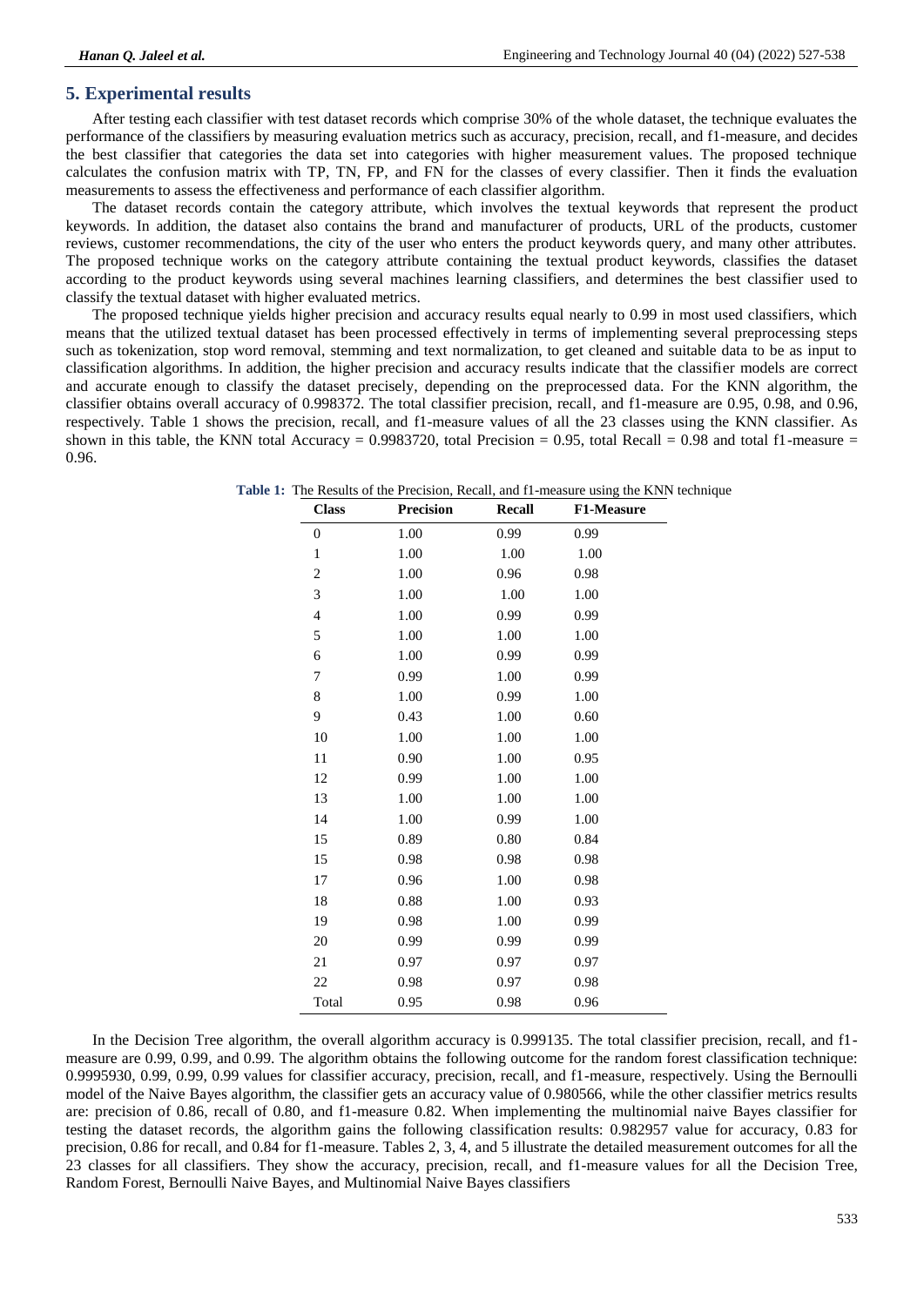## 5. Experimental results

After testing each classifier with test dataset records which comprise 30% of the whole dataset, the technique evaluates the performance of the classifiers by measuring evaluation metrics such as accuracy, precision, recall, and f1-measure, and decides the best classifier that categories the data set into categories with higher measurement values. The proposed technique calculates the confusion matrix with TP, TN, FP, and FN for the classes of every classifier. Then it finds the evaluation measurements to assess the effectiveness and performance of each classifier algorithm.

The dataset records contain the category attribute, which involves the textual keywords that represent the product keywords. In addition, the dataset also contains the brand and manufacturer of products, URL of the products, customer reviews, customer recommendations, the city of the user who enters the product keywords query, and many other attributes. The proposed technique works on the category attribute containing the textual product keywords, classifies the dataset according to the product keywords using several machines learning classifiers, and determines the best classifier used to classify the textual dataset with higher evaluated metrics.

The proposed technique yields higher precision and accuracy results equal nearly to 0.99 in most used classifiers, which means that the utilized textual dataset has been processed effectively in terms of implementing several preprocessing steps such as tokenization, stop word removal, stemming and text normalization, to get cleaned and suitable data to be as input to classification algorithms. In addition, the higher precision and accuracy results indicate that the classifier models are correct and accurate enough to classify the dataset precisely, depending on the preprocessed data. For the KNN algorithm, the classifier obtains overall accuracy of 0.998372. The total classifier precision, recall, and f1-measure are 0.95, 0.98, and 0.96, respectively. Table 1 shows the precision, recall, and f1-measure values of all the 23 classes using the KNN classifier. As shown in this table, the KNN total Accuracy = 0.9983720, total Precision = 0.95, total Recall = 0.98 and total f1-measure = 0.96.

**Table 1:** The Results of the Precision, Recall, and f1-measure using the KNN technique

| Class | Precision | Recall | F1-Measure |
|---|---|---|---|
| 0 | 1.00 | 0.99 | 0.99 |
| 1 | 1.00 | 1.00 | 1.00 |
| 2 | 1.00 | 0.96 | 0.98 |
| 3 | 1.00 | 1.00 | 1.00 |
| 4 | 1.00 | 0.99 | 0.99 |
| 5 | 1.00 | 1.00 | 1.00 |
| 6 | 1.00 | 0.99 | 0.99 |
| 7 | 0.99 | 1.00 | 0.99 |
| 8 | 1.00 | 0.99 | 1.00 |
| 9 | 0.43 | 1.00 | 0.60 |
| 10 | 1.00 | 1.00 | 1.00 |
| 11 | 0.90 | 1.00 | 0.95 |
| 12 | 0.99 | 1.00 | 1.00 |
| 13 | 1.00 | 1.00 | 1.00 |
| 14 | 1.00 | 0.99 | 1.00 |
| 15 | 0.89 | 0.80 | 0.84 |
| 15 | 0.98 | 0.98 | 0.98 |
| 17 | 0.96 | 1.00 | 0.98 |
| 18 | 0.88 | 1.00 | 0.93 |
| 19 | 0.98 | 1.00 | 0.99 |
| 20 | 0.99 | 0.99 | 0.99 |
| 21 | 0.97 | 0.97 | 0.97 |
| 22 | 0.98 | 0.97 | 0.98 |
| Total | 0.95 | 0.98 | 0.96 |

In the Decision Tree algorithm, the overall algorithm accuracy is 0.999135. The total classifier precision, recall, and f1-measure are 0.99, 0.99, and 0.99. The algorithm obtains the following outcome for the random forest classification technique: 0.9995930, 0.99, 0.99, 0.99 values for classifier accuracy, precision, recall, and f1-measure, respectively. Using the Bernoulli model of the Naive Bayes algorithm, the classifier gets an accuracy value of 0.980566, while the other classifier metrics results are: precision of 0.86, recall of 0.80, and f1-measure 0.82. When implementing the multinomial naive Bayes classifier for testing the dataset records, the algorithm gains the following classification results: 0.982957 value for accuracy, 0.83 for precision, 0.86 for recall, and 0.84 for f1-measure. Tables 2, 3, 4, and 5 illustrate the detailed measurement outcomes for all the 23 classes for all classifiers. They show the accuracy, precision, recall, and f1-measure values for all the Decision Tree, Random Forest, Bernoulli Naive Bayes, and Multinomial Naive Bayes classifiers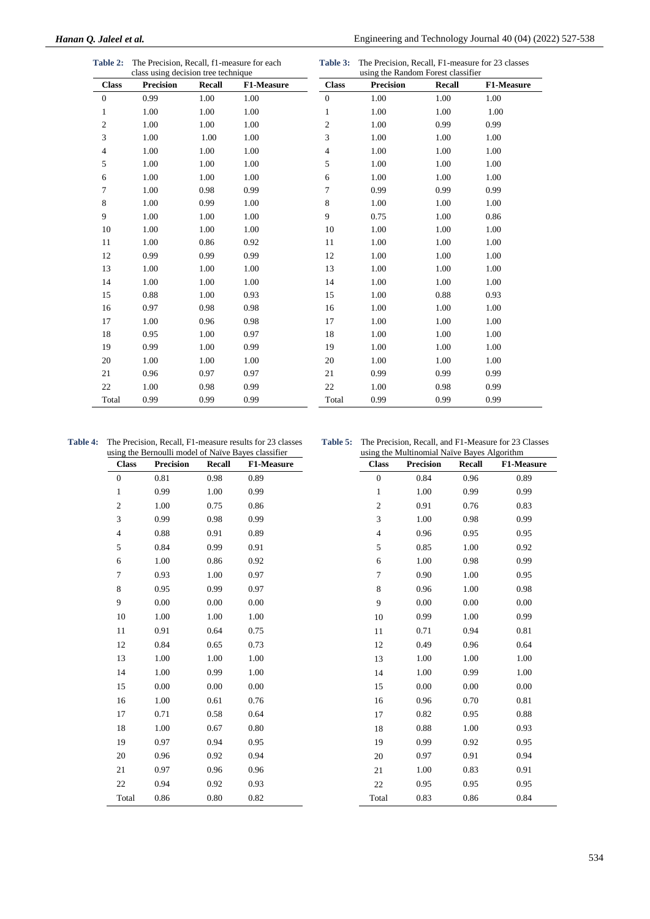**Table 2:** The Precision, Recall, f1-measure for each class using decision tree technique

| Class | Precision | Recall | F1-Measure |
|---|---|---|---|
| 0 | 0.99 | 1.00 | 1.00 |
| 1 | 1.00 | 1.00 | 1.00 |
| 2 | 1.00 | 1.00 | 1.00 |
| 3 | 1.00 | 1.00 | 1.00 |
| 4 | 1.00 | 1.00 | 1.00 |
| 5 | 1.00 | 1.00 | 1.00 |
| 6 | 1.00 | 1.00 | 1.00 |
| 7 | 1.00 | 0.98 | 0.99 |
| 8 | 1.00 | 0.99 | 1.00 |
| 9 | 1.00 | 1.00 | 1.00 |
| 10 | 1.00 | 1.00 | 1.00 |
| 11 | 1.00 | 0.86 | 0.92 |
| 12 | 0.99 | 0.99 | 0.99 |
| 13 | 1.00 | 1.00 | 1.00 |
| 14 | 1.00 | 1.00 | 1.00 |
| 15 | 0.88 | 1.00 | 0.93 |
| 16 | 0.97 | 0.98 | 0.98 |
| 17 | 1.00 | 0.96 | 0.98 |
| 18 | 0.95 | 1.00 | 0.97 |
| 19 | 0.99 | 1.00 | 0.99 |
| 20 | 1.00 | 1.00 | 1.00 |
| 21 | 0.96 | 0.97 | 0.97 |
| 22 | 1.00 | 0.98 | 0.99 |
| Total | 0.99 | 0.99 | 0.99 |

**Table 3:** The Precision, Recall, F1-measure for 23 classes using the Random Forest classifier

| Class | Precision | Recall | F1-Measure |
|---|---|---|---|
| 0 | 1.00 | 1.00 | 1.00 |
| 1 | 1.00 | 1.00 | 1.00 |
| 2 | 1.00 | 0.99 | 0.99 |
| 3 | 1.00 | 1.00 | 1.00 |
| 4 | 1.00 | 1.00 | 1.00 |
| 5 | 1.00 | 1.00 | 1.00 |
| 6 | 1.00 | 1.00 | 1.00 |
| 7 | 0.99 | 0.99 | 0.99 |
| 8 | 1.00 | 1.00 | 1.00 |
| 9 | 0.75 | 1.00 | 0.86 |
| 10 | 1.00 | 1.00 | 1.00 |
| 11 | 1.00 | 1.00 | 1.00 |
| 12 | 1.00 | 1.00 | 1.00 |
| 13 | 1.00 | 1.00 | 1.00 |
| 14 | 1.00 | 1.00 | 1.00 |
| 15 | 1.00 | 0.88 | 0.93 |
| 16 | 1.00 | 1.00 | 1.00 |
| 17 | 1.00 | 1.00 | 1.00 |
| 18 | 1.00 | 1.00 | 1.00 |
| 19 | 1.00 | 1.00 | 1.00 |
| 20 | 1.00 | 1.00 | 1.00 |
| 21 | 0.99 | 0.99 | 0.99 |
| 22 | 1.00 | 0.98 | 0.99 |
| Total | 0.99 | 0.99 | 0.99 |

**Table 4:** The Precision, Recall, F1-measure results for 23 classes using the Bernoulli model of Naïve Bayes classifier

| Class | Precision | Recall | F1-Measure |
|---|---|---|---|
| 0 | 0.81 | 0.98 | 0.89 |
| 1 | 0.99 | 1.00 | 0.99 |
| 2 | 1.00 | 0.75 | 0.86 |
| 3 | 0.99 | 0.98 | 0.99 |
| 4 | 0.88 | 0.91 | 0.89 |
| 5 | 0.84 | 0.99 | 0.91 |
| 6 | 1.00 | 0.86 | 0.92 |
| 7 | 0.93 | 1.00 | 0.97 |
| 8 | 0.95 | 0.99 | 0.97 |
| 9 | 0.00 | 0.00 | 0.00 |
| 10 | 1.00 | 1.00 | 1.00 |
| 11 | 0.91 | 0.64 | 0.75 |
| 12 | 0.84 | 0.65 | 0.73 |
| 13 | 1.00 | 1.00 | 1.00 |
| 14 | 1.00 | 0.99 | 1.00 |
| 15 | 0.00 | 0.00 | 0.00 |
| 16 | 1.00 | 0.61 | 0.76 |
| 17 | 0.71 | 0.58 | 0.64 |
| 18 | 1.00 | 0.67 | 0.80 |
| 19 | 0.97 | 0.94 | 0.95 |
| 20 | 0.96 | 0.92 | 0.94 |
| 21 | 0.97 | 0.96 | 0.96 |
| 22 | 0.94 | 0.92 | 0.93 |
| Total | 0.86 | 0.80 | 0.82 |

**Table 5:** The Precision, Recall, and F1-Measure for 23 Classes using the Multinomial Naïve Bayes Algorithm

| Class | Precision | Recall | F1-Measure |
|---|---|---|---|
| 0 | 0.84 | 0.96 | 0.89 |
| 1 | 1.00 | 0.99 | 0.99 |
| 2 | 0.91 | 0.76 | 0.83 |
| 3 | 1.00 | 0.98 | 0.99 |
| 4 | 0.96 | 0.95 | 0.95 |
| 5 | 0.85 | 1.00 | 0.92 |
| 6 | 1.00 | 0.98 | 0.99 |
| 7 | 0.90 | 1.00 | 0.95 |
| 8 | 0.96 | 1.00 | 0.98 |
| 9 | 0.00 | 0.00 | 0.00 |
| 10 | 0.99 | 1.00 | 0.99 |
| 11 | 0.71 | 0.94 | 0.81 |
| 12 | 0.49 | 0.96 | 0.64 |
| 13 | 1.00 | 1.00 | 1.00 |
| 14 | 1.00 | 0.99 | 1.00 |
| 15 | 0.00 | 0.00 | 0.00 |
| 16 | 0.96 | 0.70 | 0.81 |
| 17 | 0.82 | 0.95 | 0.88 |
| 18 | 0.88 | 1.00 | 0.93 |
| 19 | 0.99 | 0.92 | 0.95 |
| 20 | 0.97 | 0.91 | 0.94 |
| 21 | 1.00 | 0.83 | 0.91 |
| 22 | 0.95 | 0.95 | 0.95 |
| Total | 0.83 | 0.86 | 0.84 |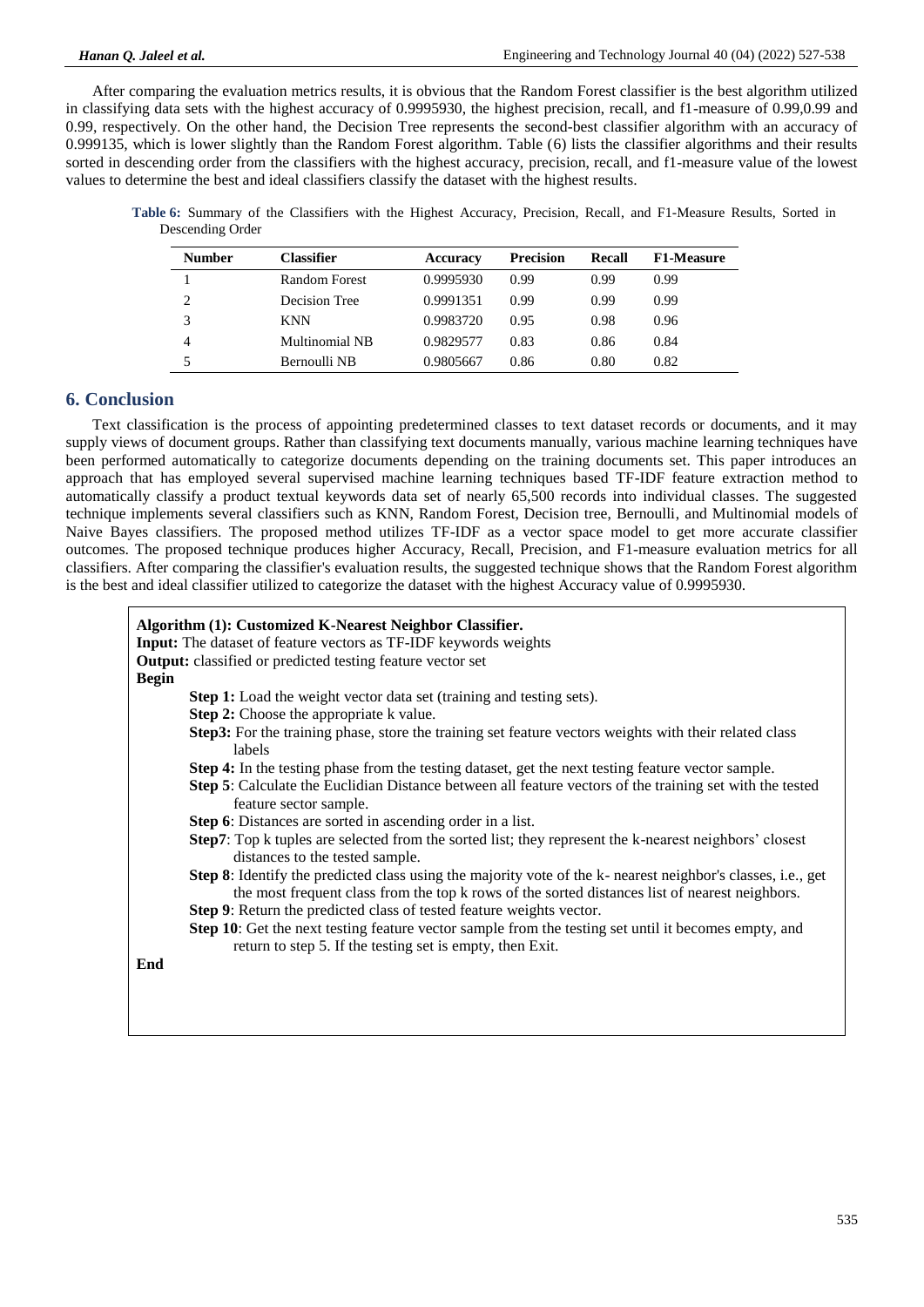After comparing the evaluation metrics results, it is obvious that the Random Forest classifier is the best algorithm utilized in classifying data sets with the highest accuracy of 0.9995930, the highest precision, recall, and f1-measure of 0.99,0.99 and 0.99, respectively. On the other hand, the Decision Tree represents the second-best classifier algorithm with an accuracy of 0.999135, which is lower slightly than the Random Forest algorithm. Table (6) lists the classifier algorithms and their results sorted in descending order from the classifiers with the highest accuracy, precision, recall, and f1-measure value of the lowest values to determine the best and ideal classifiers classify the dataset with the highest results.

**Table 6:** Summary of the Classifiers with the Highest Accuracy, Precision, Recall, and F1-Measure Results, Sorted in Descending Order

| Number | Classifier | Accuracy | Precision | Recall | F1-Measure |
|---|---|---|---|---|---|
| 1 | Random Forest | 0.9995930 | 0.99 | 0.99 | 0.99 |
| 2 | Decision Tree | 0.9991351 | 0.99 | 0.99 | 0.99 |
| 3 | KNN | 0.9983720 | 0.95 | 0.98 | 0.96 |
| 4 | Multinomial NB | 0.9829577 | 0.83 | 0.86 | 0.84 |
| 5 | Bernoulli NB | 0.9805667 | 0.86 | 0.80 | 0.82 |

## 6. Conclusion

Text classification is the process of appointing predetermined classes to text dataset records or documents, and it may supply views of document groups. Rather than classifying text documents manually, various machine learning techniques have been performed automatically to categorize documents depending on the training documents set. This paper introduces an approach that has employed several supervised machine learning techniques based TF-IDF feature extraction method to automatically classify a product textual keywords data set of nearly 65,500 records into individual classes. The suggested technique implements several classifiers such as KNN, Random Forest, Decision tree, Bernoulli, and Multinomial models of Naive Bayes classifiers. The proposed method utilizes TF-IDF as a vector space model to get more accurate classifier outcomes. The proposed technique produces higher Accuracy, Recall, Precision, and F1-measure evaluation metrics for all classifiers. After comparing the classifier's evaluation results, the suggested technique shows that the Random Forest algorithm is the best and ideal classifier utilized to categorize the dataset with the highest Accuracy value of 0.9995930.

**Algorithm (1): Customized K-Nearest Neighbor Classifier.**

**Input:** The dataset of feature vectors as TF-IDF keywords weights

**Output:** classified or predicted testing feature vector set

**Begin**

- **Step 1:** Load the weight vector data set (training and testing sets).
- **Step 2:** Choose the appropriate k value.
- **Step3:** For the training phase, store the training set feature vectors weights with their related class labels
- **Step 4:** In the testing phase from the testing dataset, get the next testing feature vector sample.
- **Step 5**: Calculate the Euclidian Distance between all feature vectors of the training set with the tested feature sector sample.
- **Step 6**: Distances are sorted in ascending order in a list.
- **Step7**: Top k tuples are selected from the sorted list; they represent the k-nearest neighbors' closest distances to the tested sample.
- **Step 8**: Identify the predicted class using the majority vote of the k- nearest neighbor's classes, i.e., get the most frequent class from the top k rows of the sorted distances list of nearest neighbors.
- **Step 9**: Return the predicted class of tested feature weights vector.
- **Step 10**: Get the next testing feature vector sample from the testing set until it becomes empty, and return to step 5. If the testing set is empty, then Exit.

**End**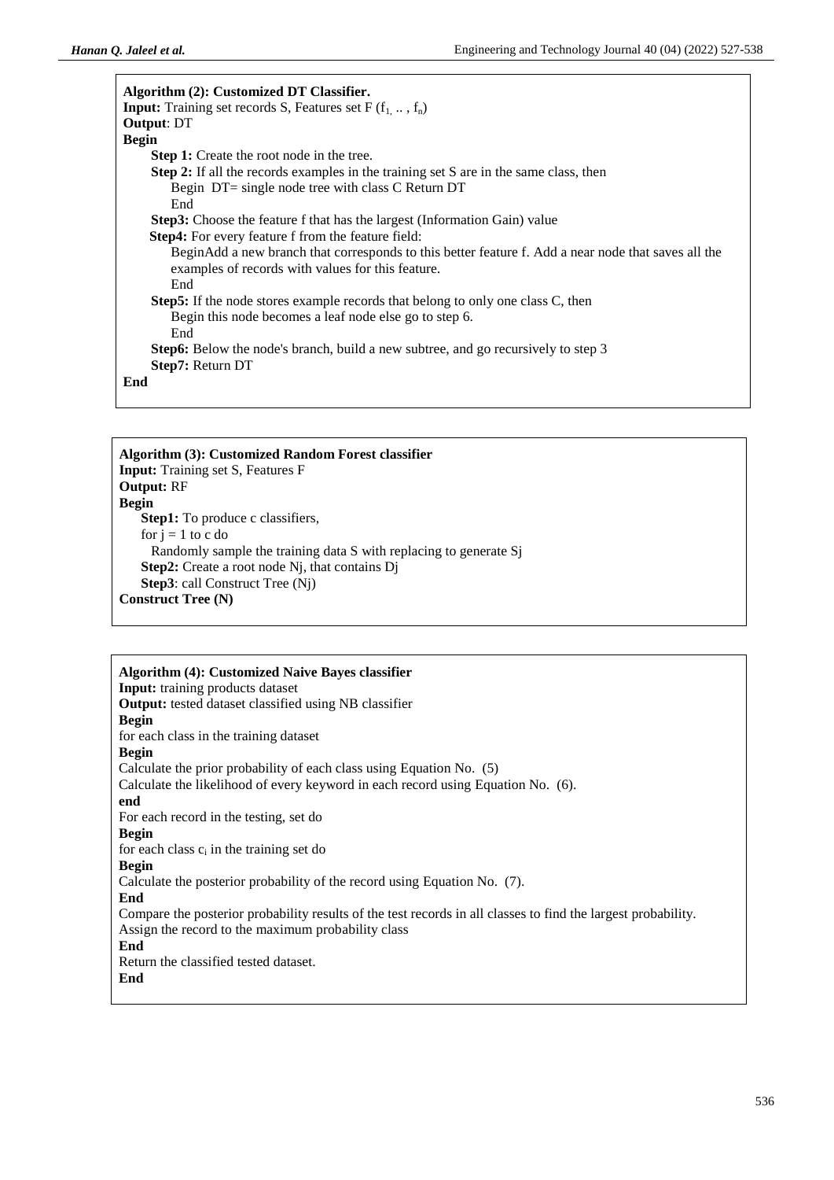**Algorithm (2): Customized DT Classifier.**

**Input:** Training set records S, Features set F ($f_1, .., f_n$)

**Output**: DT

**Begin**

**Step 1:** Create the root node in the tree.

**Step 2:** If all the records examples in the training set S are in the same class, then

Begin DT= single node tree with class C Return DT

End

**Step3:** Choose the feature f that has the largest (Information Gain) value

**Step4:** For every feature f from the feature field:

BeginAdd a new branch that corresponds to this better feature f. Add a near node that saves all the examples of records with values for this feature.

End

**Step5:** If the node stores example records that belong to only one class C, then

Begin this node becomes a leaf node else go to step 6.

End

**Step6:** Below the node's branch, build a new subtree, and go recursively to step 3

**Step7:** Return DT

**End**

**Algorithm (3): Customized Random Forest classifier**

**Input:** Training set S, Features F

**Output:** RF

**Begin**

**Step1:** To produce c classifiers,

for j = 1 to c do

Randomly sample the training data S with replacing to generate Sj

**Step2:** Create a root node Nj, that contains Dj

**Step3**: call Construct Tree (Nj)

**Construct Tree (N)**

**Algorithm (4): Customized Naive Bayes classifier**

**Input:** training products dataset

**Output:** tested dataset classified using NB classifier

**Begin**

for each class in the training dataset

**Begin**

Calculate the prior probability of each class using Equation No. (5)

Calculate the likelihood of every keyword in each record using Equation No. (6).

**end**

For each record in the testing, set do

**Begin**

for each class $c_i$ in the training set do

**Begin**

Calculate the posterior probability of the record using Equation No. (7).

**End**

Compare the posterior probability results of the test records in all classes to find the largest probability.

Assign the record to the maximum probability class

**End**

Return the classified tested dataset.

**End**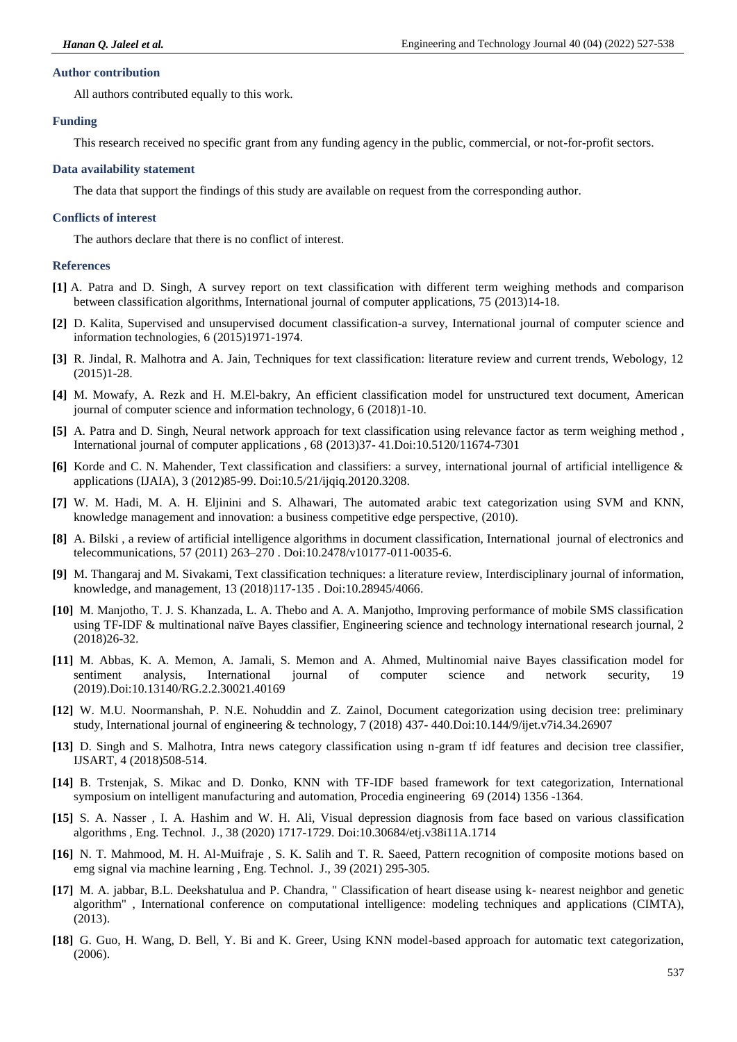### Author contribution

All authors contributed equally to this work.

### Funding

This research received no specific grant from any funding agency in the public, commercial, or not-for-profit sectors.

### Data availability statement

The data that support the findings of this study are available on request from the corresponding author.

### Conflicts of interest

The authors declare that there is no conflict of interest.

### References

**[1]** A. Patra and D. Singh, A survey report on text classification with different term weighing methods and comparison between classification algorithms, International journal of computer applications, 75 (2013)14-18.

**[2]** D. Kalita, Supervised and unsupervised document classification-a survey, International journal of computer science and information technologies, 6 (2015)1971-1974.

**[3]** R. Jindal, R. Malhotra and A. Jain, Techniques for text classification: literature review and current trends, Webology, 12 (2015)1-28.

**[4]** M. Mowafy, A. Rezk and H. M.El-bakry, An efficient classification model for unstructured text document, American journal of computer science and information technology, 6 (2018)1-10.

**[5]** A. Patra and D. Singh, Neural network approach for text classification using relevance factor as term weighing method , International journal of computer applications , 68 (2013)37- 41.Doi:10.5120/11674-7301

**[6]** Korde and C. N. Mahender, Text classification and classifiers: a survey, international journal of artificial intelligence & applications (IJAIA), 3 (2012)85-99. Doi:10.5/21/ijqiq.20120.3208.

**[7]** W. M. Hadi, M. A. H. Eljinini and S. Alhawari, The automated arabic text categorization using SVM and KNN, knowledge management and innovation: a business competitive edge perspective, (2010).

**[8]** A. Bilski , a review of artificial intelligence algorithms in document classification, International journal of electronics and telecommunications, 57 (2011) 263–270 . Doi:10.2478/v10177-011-0035-6.

**[9]** M. Thangaraj and M. Sivakami, Text classification techniques: a literature review, Interdisciplinary journal of information, knowledge, and management, 13 (2018)117-135 . Doi:10.28945/4066.

**[10]** M. Manjotho, T. J. S. Khanzada, L. A. Thebo and A. A. Manjotho, Improving performance of mobile SMS classification using TF-IDF & multinational naïve Bayes classifier, Engineering science and technology international research journal, 2 (2018)26-32.

**[11]** M. Abbas, K. A. Memon, A. Jamali, S. Memon and A. Ahmed, Multinomial naive Bayes classification model for sentiment analysis, International journal of computer science and network security, 19 (2019).Doi:10.13140/RG.2.2.30021.40169

**[12]** W. M.U. Noormanshah, P. N.E. Nohuddin and Z. Zainol, Document categorization using decision tree: preliminary study, International journal of engineering & technology, 7 (2018) 437- 440.Doi:10.144/9/ijet.v7i4.34.26907

**[13]** D. Singh and S. Malhotra, Intra news category classification using n-gram tf idf features and decision tree classifier, IJSART, 4 (2018)508-514.

**[14]** B. Trstenjak, S. Mikac and D. Donko, KNN with TF-IDF based framework for text categorization, International symposium on intelligent manufacturing and automation, Procedia engineering 69 (2014) 1356 -1364.

**[15]** S. A. Nasser , I. A. Hashim and W. H. Ali, Visual depression diagnosis from face based on various classification algorithms , Eng. Technol. J., 38 (2020) 1717-1729. Doi:10.30684/etj.v38i11A.1714

**[16]** N. T. Mahmood, M. H. Al-Muifraje , S. K. Salih and T. R. Saeed, Pattern recognition of composite motions based on emg signal via machine learning , Eng. Technol. J., 39 (2021) 295-305.

**[17]** M. A. jabbar, B.L. Deekshatulua and P. Chandra, " Classification of heart disease using k- nearest neighbor and genetic algorithm" , International conference on computational intelligence: modeling techniques and applications (CIMTA), (2013).

**[18]** G. Guo, H. Wang, D. Bell, Y. Bi and K. Greer, Using KNN model-based approach for automatic text categorization, (2006).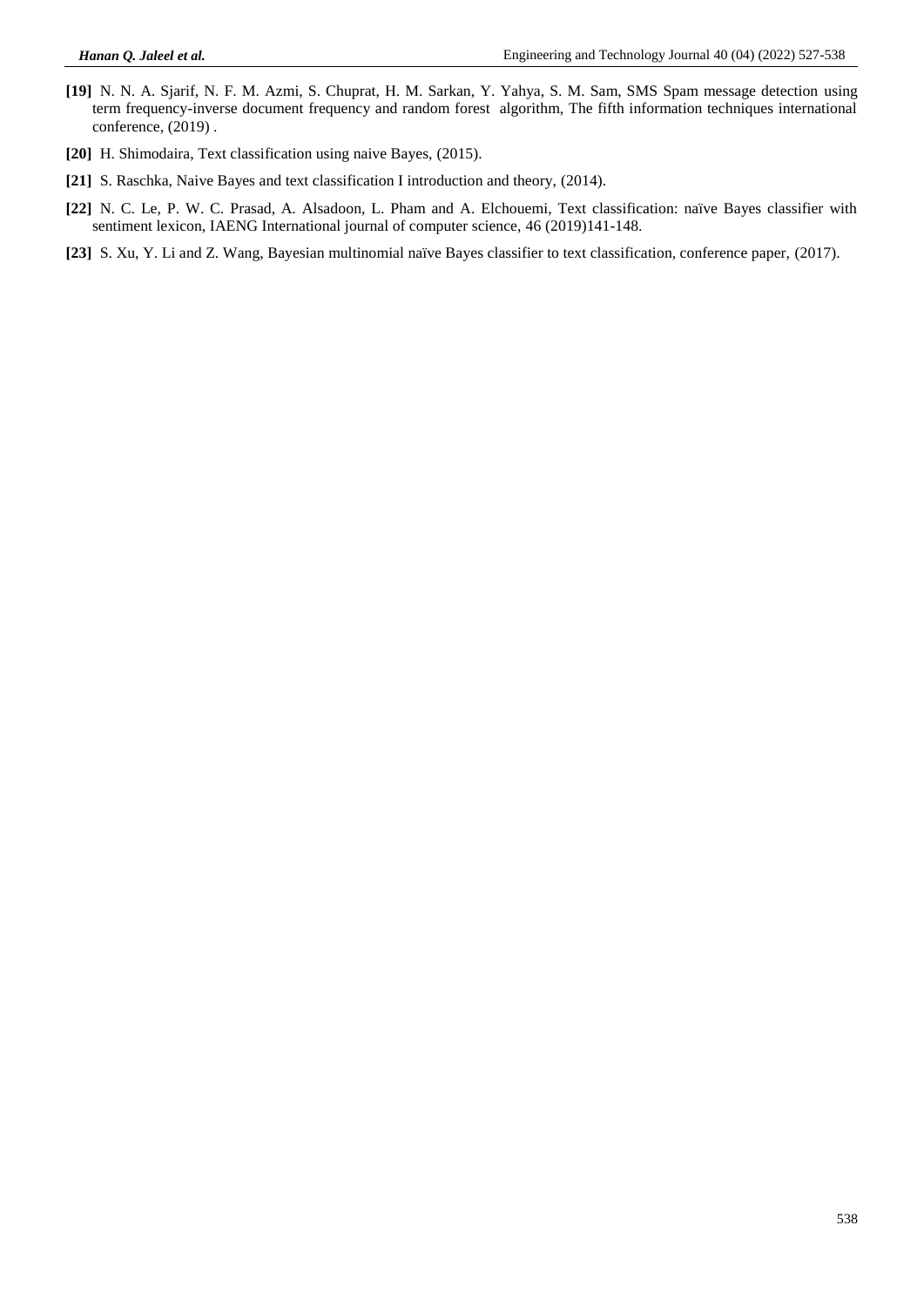**[19]** N. N. A. Sjarif, N. F. M. Azmi, S. Chuprat, H. M. Sarkan, Y. Yahya, S. M. Sam, SMS Spam message detection using term frequency-inverse document frequency and random forest algorithm, The fifth information techniques international conference, (2019) .

**[20]** H. Shimodaira, Text classification using naive Bayes, (2015).

**[21]** S. Raschka, Naive Bayes and text classification I introduction and theory, (2014).

**[22]** N. C. Le, P. W. C. Prasad, A. Alsadoon, L. Pham and A. Elchouemi, Text classification: naïve Bayes classifier with sentiment lexicon, IAENG International journal of computer science, 46 (2019)141-148.

**[23]** S. Xu, Y. Li and Z. Wang, Bayesian multinomial naïve Bayes classifier to text classification, conference paper, (2017).